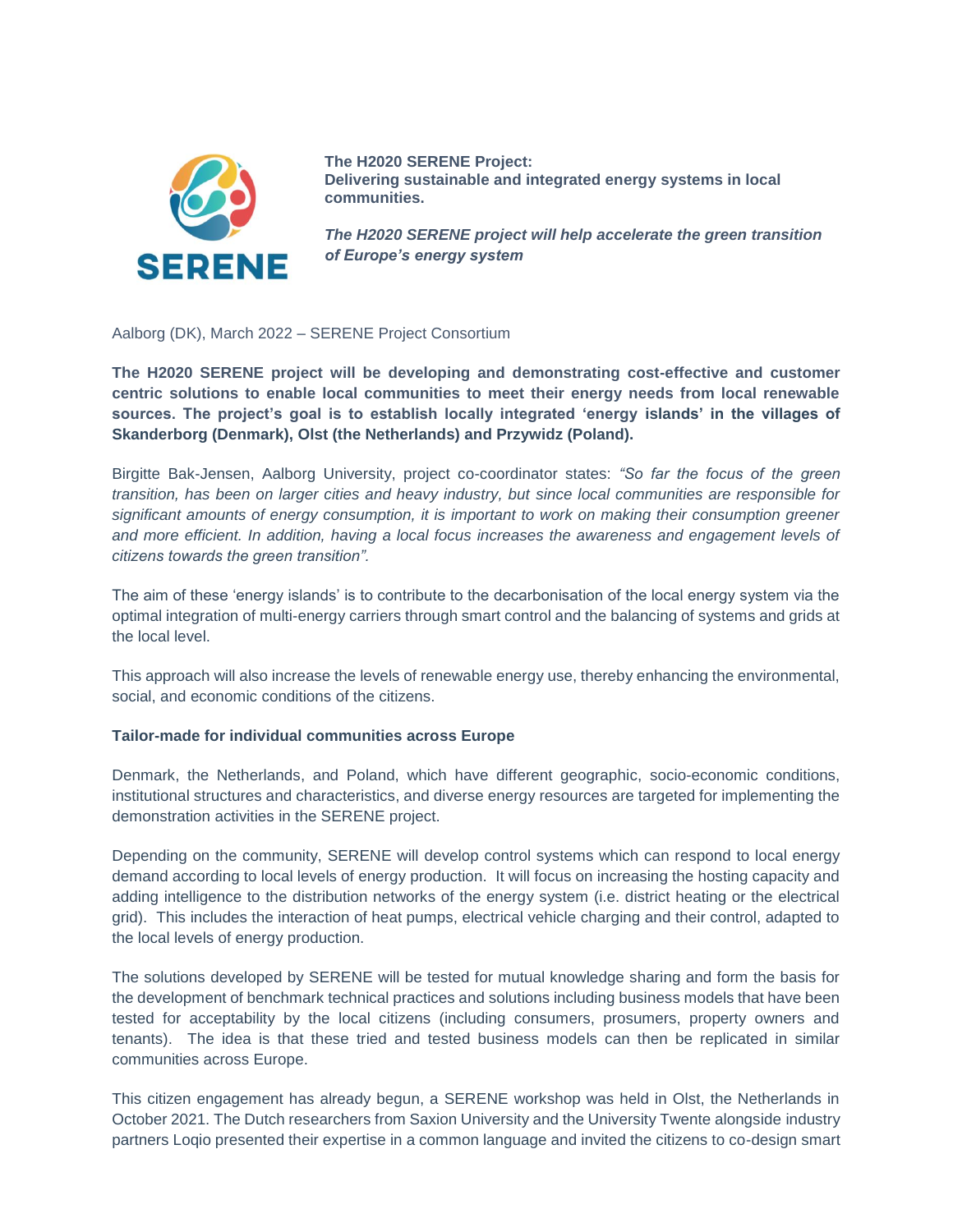**The H2020 SERENE Project:**
**Delivering sustainable and integrated energy systems in local communities.**

***The H2020 SERENE project will help accelerate the green transition of Europe's energy system***

Aalborg (DK), March 2022 – SERENE Project Consortium

**The H2020 SERENE project will be developing and demonstrating cost-effective and customer centric solutions to enable local communities to meet their energy needs from local renewable sources. The project's goal is to establish locally integrated 'energy islands' in the villages of Skanderborg (Denmark), Olst (the Netherlands) and Przywidz (Poland).**

Birgitte Bak-Jensen, Aalborg University, project co-coordinator states: *"So far the focus of the green transition, has been on larger cities and heavy industry, but since local communities are responsible for significant amounts of energy consumption, it is important to work on making their consumption greener and more efficient. In addition, having a local focus increases the awareness and engagement levels of citizens towards the green transition".*

The aim of these 'energy islands' is to contribute to the decarbonisation of the local energy system via the optimal integration of multi-energy carriers through smart control and the balancing of systems and grids at the local level.

This approach will also increase the levels of renewable energy use, thereby enhancing the environmental, social, and economic conditions of the citizens.

**Tailor-made for individual communities across Europe**

Denmark, the Netherlands, and Poland, which have different geographic, socio-economic conditions, institutional structures and characteristics, and diverse energy resources are targeted for implementing the demonstration activities in the SERENE project.

Depending on the community, SERENE will develop control systems which can respond to local energy demand according to local levels of energy production. It will focus on increasing the hosting capacity and adding intelligence to the distribution networks of the energy system (i.e. district heating or the electrical grid). This includes the interaction of heat pumps, electrical vehicle charging and their control, adapted to the local levels of energy production.

The solutions developed by SERENE will be tested for mutual knowledge sharing and form the basis for the development of benchmark technical practices and solutions including business models that have been tested for acceptability by the local citizens (including consumers, prosumers, property owners and tenants). The idea is that these tried and tested business models can then be replicated in similar communities across Europe.

This citizen engagement has already begun, a SERENE workshop was held in Olst, the Netherlands in October 2021. The Dutch researchers from Saxion University and the University Twente alongside industry partners Loqio presented their expertise in a common language and invited the citizens to co-design smart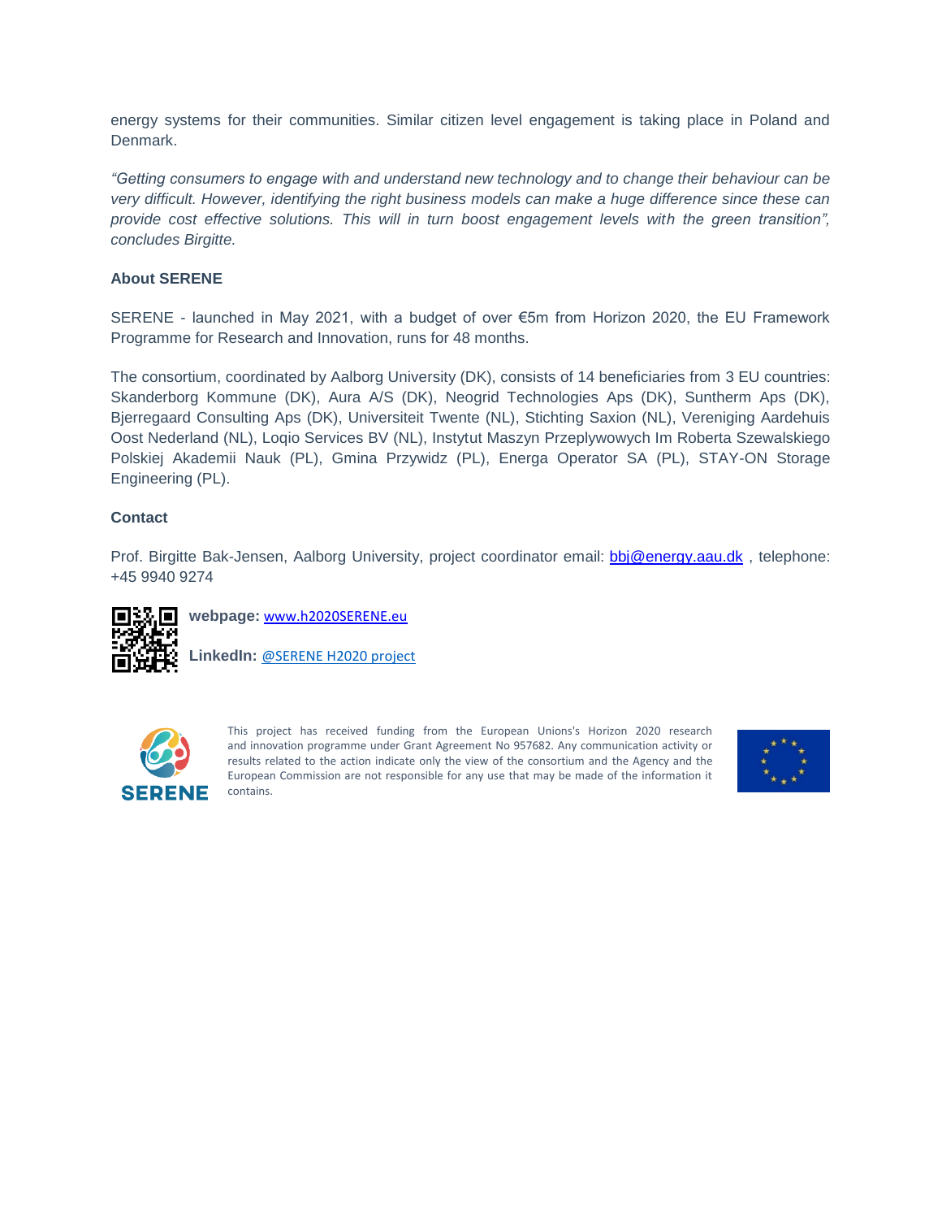energy systems for their communities. Similar citizen level engagement is taking place in Poland and Denmark.

*"Getting consumers to engage with and understand new technology and to change their behaviour can be very difficult. However, identifying the right business models can make a huge difference since these can provide cost effective solutions. This will in turn boost engagement levels with the green transition", concludes Birgitte.*

**About SERENE**

SERENE - launched in May 2021, with a budget of over €5m from Horizon 2020, the EU Framework Programme for Research and Innovation, runs for 48 months.

The consortium, coordinated by Aalborg University (DK), consists of 14 beneficiaries from 3 EU countries: Skanderborg Kommune (DK), Aura A/S (DK), Neogrid Technologies Aps (DK), Suntherm Aps (DK), Bjerregaard Consulting Aps (DK), Universiteit Twente (NL), Stichting Saxion (NL), Vereniging Aardehuis Oost Nederland (NL), Loqio Services BV (NL), Instytut Maszyn Przeplywowych Im Roberta Szewalskiego Polskiej Akademii Nauk (PL), Gmina Przywidz (PL), Energa Operator SA (PL), STAY-ON Storage Engineering (PL).

**Contact**

Prof. Birgitte Bak-Jensen, Aalborg University, project coordinator email: [bbj@energy.aau.dk](mailto:bbj@energy.aau.dk) , telephone: +45 9940 9274

**webpage:** [www.h2020SERENE.eu](http://www.h2020SERENE.eu)

**LinkedIn:** @SERENE H2020 project

SERENE

This project has received funding from the European Unions's Horizon 2020 research and innovation programme under Grant Agreement No 957682. Any communication activity or results related to the action indicate only the view of the consortium and the Agency and the European Commission are not responsible for any use that may be made of the information it contains.